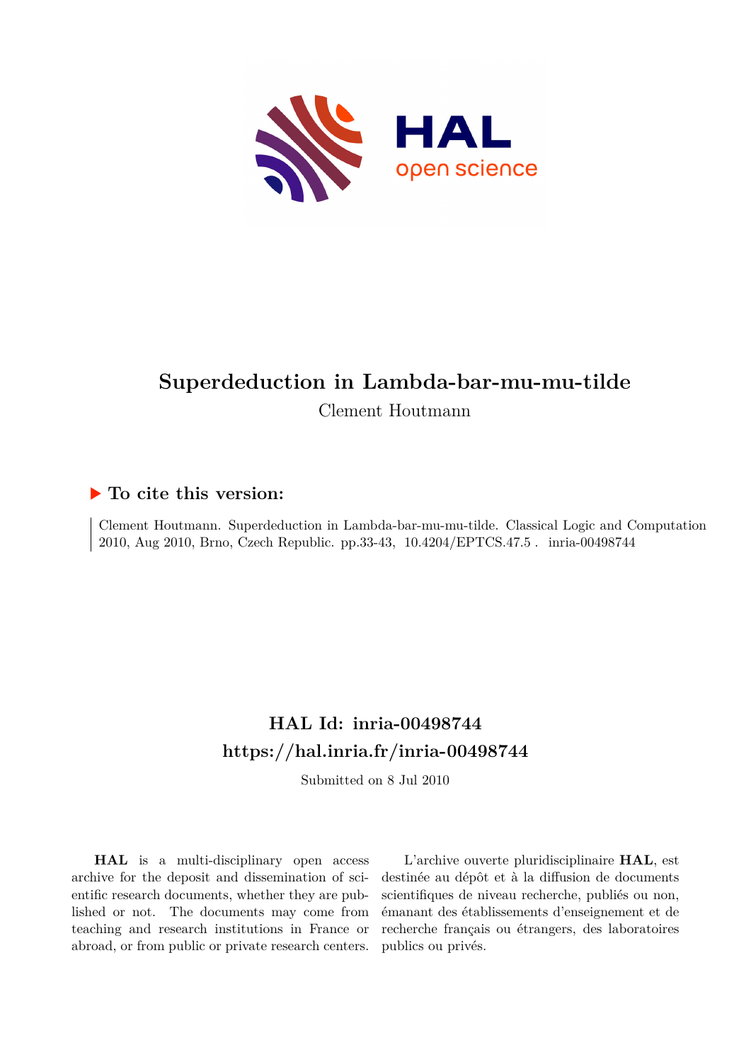# Superdeduction in Lambda-bar-mu-mu-tilde

Clement Houtmann

## To cite this version:

Clement Houtmann. Superdeduction in Lambda-bar-mu-mu-tilde. Classical Logic and Computation 2010, Aug 2010, Brno, Czech Republic. pp.33-43, 10.4204/EPTCS.47.5 . inria-00498744

## HAL Id: inria-00498744
## https://hal.inria.fr/inria-00498744

Submitted on 8 Jul 2010

**HAL** is a multi-disciplinary open access archive for the deposit and dissemination of scientific research documents, whether they are published or not. The documents may come from teaching and research institutions in France or abroad, or from public or private research centers.

L'archive ouverte pluridisciplinaire **HAL**, est destinée au dépôt et à la diffusion de documents scientifiques de niveau recherche, publiés ou non, émanant des établissements d'enseignement et de recherche français ou étrangers, des laboratoires publics ou privés.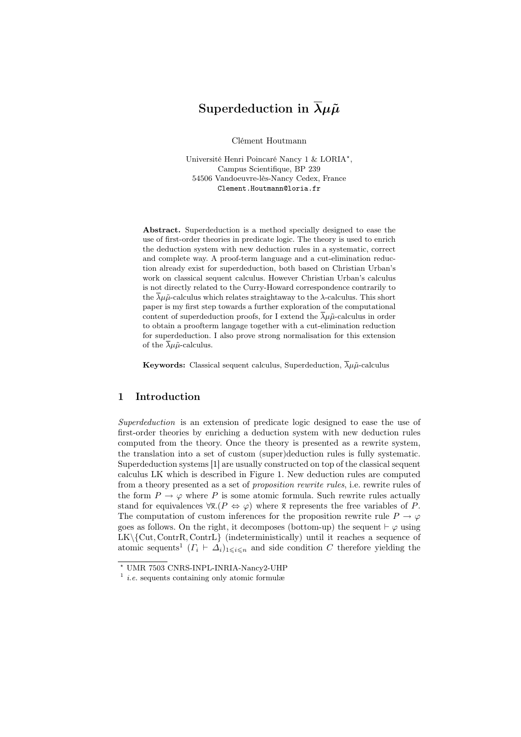# Superdeduction in $\overline{\lambda}\mu\tilde{\mu}$

Clément Houtmann

Université Henri Poincaré Nancy 1 & LORIA*,
Campus Scientifique, BP 239
54506 Vandoeuvre-lès-Nancy Cedex, France
Clement.Houtmann@loria.fr

**Abstract.** Superdeduction is a method specially designed to ease the use of first-order theories in predicate logic. The theory is used to enrich the deduction system with new deduction rules in a systematic, correct and complete way. A proof-term language and a cut-elimination reduction already exist for superdeduction, both based on Christian Urban's work on classical sequent calculus. However Christian Urban's calculus is not directly related to the Curry-Howard correspondence contrarily to the $\overline{\lambda}\mu\tilde{\mu}$-calculus which relates straightaway to the $\lambda$-calculus. This short paper is my first step towards a further exploration of the computational content of superdeduction proofs, for I extend the $\overline{\lambda}\mu\tilde{\mu}$-calculus in order to obtain a proofterm langage together with a cut-elimination reduction for superdeduction. I also prove strong normalisation for this extension of the $\overline{\lambda}\mu\tilde{\mu}$-calculus.

**Keywords:** Classical sequent calculus, Superdeduction, $\overline{\lambda}\mu\tilde{\mu}$-calculus

## 1 Introduction

*Superdeduction* is an extension of predicate logic designed to ease the use of first-order theories by enriching a deduction system with new deduction rules computed from the theory. Once the theory is presented as a rewrite system, the translation into a set of custom (super)deduction rules is fully systematic. Superdeduction systems [1] are usually constructed on top of the classical sequent calculus LK which is described in Figure 1. New deduction rules are computed from a theory presented as a set of *proposition rewrite rules*, i.e. rewrite rules of the form $P \to \varphi$ where $P$ is some atomic formula. Such rewrite rules actually stand for equivalences $\forall \overline{\mathsf{x}}.(P \Leftrightarrow \varphi)$ where $\overline{\mathsf{x}}$ represents the free variables of $P$. The computation of custom inferences for the proposition rewrite rule $P \to \varphi$ goes as follows. On the right, it decomposes (bottom-up) the sequent $\vdash \varphi$ using $\mathrm{LK}\backslash\{\mathrm{Cut}, \mathrm{ContrR}, \mathrm{ContrL}\}$ (indeterministically) until it reaches a sequence of atomic sequents[1] $(\Gamma_i \vdash \Delta_i)_{1 \leqslant i \leqslant n}$ and side condition $C$ therefore yielding the

* UMR 7503 CNRS-INPL-INRIA-Nancy2-UHP

[1] *i.e.* sequents containing only atomic formulæ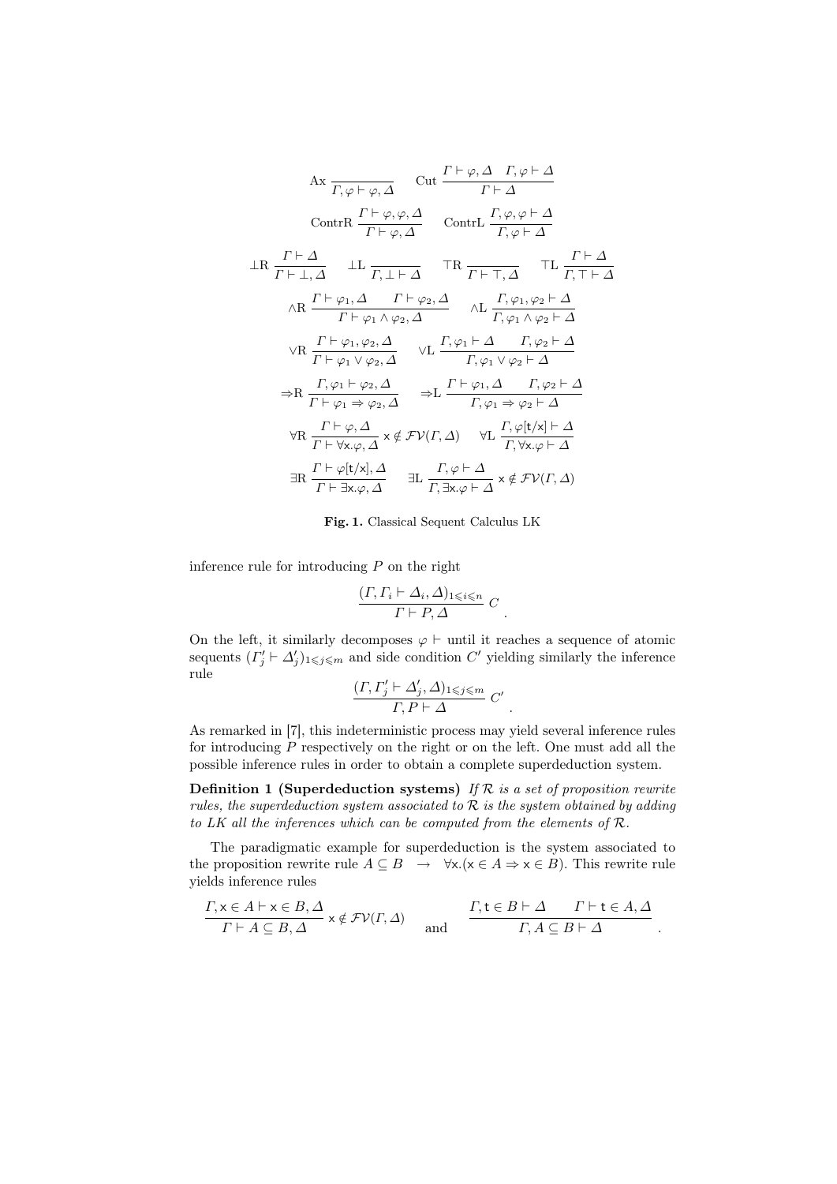$$\text{Ax}\ \frac{}{\Gamma, \varphi \vdash \varphi, \Delta} \qquad \text{Cut}\ \frac{\Gamma \vdash \varphi, \Delta \quad \Gamma, \varphi \vdash \Delta}{\Gamma \vdash \Delta}$$

$$\text{ContrR}\ \frac{\Gamma \vdash \varphi, \varphi, \Delta}{\Gamma \vdash \varphi, \Delta} \qquad \text{ContrL}\ \frac{\Gamma, \varphi, \varphi \vdash \Delta}{\Gamma, \varphi \vdash \Delta}$$

$$\bot\text{R}\ \frac{\Gamma \vdash \Delta}{\Gamma \vdash \bot, \Delta} \qquad \bot\text{L}\ \frac{}{\Gamma, \bot \vdash \Delta} \qquad \top\text{R}\ \frac{}{\Gamma \vdash \top, \Delta} \qquad \top\text{L}\ \frac{\Gamma \vdash \Delta}{\Gamma, \top \vdash \Delta}$$

$$\wedge\text{R}\ \frac{\Gamma \vdash \varphi_1, \Delta \qquad \Gamma \vdash \varphi_2, \Delta}{\Gamma \vdash \varphi_1 \wedge \varphi_2, \Delta} \qquad \wedge\text{L}\ \frac{\Gamma, \varphi_1, \varphi_2 \vdash \Delta}{\Gamma, \varphi_1 \wedge \varphi_2 \vdash \Delta}$$

$$\vee\text{R}\ \frac{\Gamma \vdash \varphi_1, \varphi_2, \Delta}{\Gamma \vdash \varphi_1 \vee \varphi_2, \Delta} \qquad \vee\text{L}\ \frac{\Gamma, \varphi_1 \vdash \Delta \qquad \Gamma, \varphi_2 \vdash \Delta}{\Gamma, \varphi_1 \vee \varphi_2 \vdash \Delta}$$

$$\Rightarrow\text{R}\ \frac{\Gamma, \varphi_1 \vdash \varphi_2, \Delta}{\Gamma \vdash \varphi_1 \Rightarrow \varphi_2, \Delta} \qquad \Rightarrow\text{L}\ \frac{\Gamma \vdash \varphi_1, \Delta \qquad \Gamma, \varphi_2 \vdash \Delta}{\Gamma, \varphi_1 \Rightarrow \varphi_2 \vdash \Delta}$$

$$\forall\text{R}\ \frac{\Gamma \vdash \varphi, \Delta}{\Gamma \vdash \forall \mathsf{x}.\varphi, \Delta}\ \mathsf{x} \notin \mathcal{FV}(\Gamma, \Delta) \qquad \forall\text{L}\ \frac{\Gamma, \varphi[\mathsf{t}/\mathsf{x}] \vdash \Delta}{\Gamma, \forall \mathsf{x}.\varphi \vdash \Delta}$$

$$\exists\text{R}\ \frac{\Gamma \vdash \varphi[\mathsf{t}/\mathsf{x}], \Delta}{\Gamma \vdash \exists \mathsf{x}.\varphi, \Delta} \qquad \exists\text{L}\ \frac{\Gamma, \varphi \vdash \Delta}{\Gamma, \exists \mathsf{x}.\varphi \vdash \Delta}\ \mathsf{x} \notin \mathcal{FV}(\Gamma, \Delta)$$

**Fig. 1.** Classical Sequent Calculus LK

inference rule for introducing $P$ on the right

$$\frac{(\Gamma, \Gamma_i \vdash \Delta_i, \Delta)_{1 \leqslant i \leqslant n}}{\Gamma \vdash P, \Delta}\ C \quad .$$

On the left, it similarly decomposes $\varphi \vdash$ until it reaches a sequence of atomic sequents $(\Gamma'_j \vdash \Delta'_j)_{1 \leqslant j \leqslant m}$ and side condition $C'$ yielding similarly the inference rule

$$\frac{(\Gamma, \Gamma'_j \vdash \Delta'_j, \Delta)_{1 \leqslant j \leqslant m}}{\Gamma, P \vdash \Delta}\ C' \quad .$$

As remarked in [7], this indeterministic process may yield several inference rules for introducing $P$ respectively on the right or on the left. One must add all the possible inference rules in order to obtain a complete superdeduction system.

**Definition 1 (Superdeduction systems)** *If $\mathcal{R}$ is a set of proposition rewrite rules, the superdeduction system associated to $\mathcal{R}$ is the system obtained by adding to LK all the inferences which can be computed from the elements of $\mathcal{R}$.*

The paradigmatic example for superdeduction is the system associated to the proposition rewrite rule $A \subseteq B \quad \rightarrow \quad \forall \mathsf{x}.(\mathsf{x} \in A \Rightarrow \mathsf{x} \in B)$. This rewrite rule yields inference rules

$$\frac{\Gamma, \mathsf{x} \in A \vdash \mathsf{x} \in B, \Delta}{\Gamma \vdash A \subseteq B, \Delta}\ \mathsf{x} \notin \mathcal{FV}(\Gamma, \Delta) \qquad \text{and} \qquad \frac{\Gamma, \mathsf{t} \in B \vdash \Delta \qquad \Gamma \vdash \mathsf{t} \in A, \Delta}{\Gamma, A \subseteq B \vdash \Delta} \quad .$$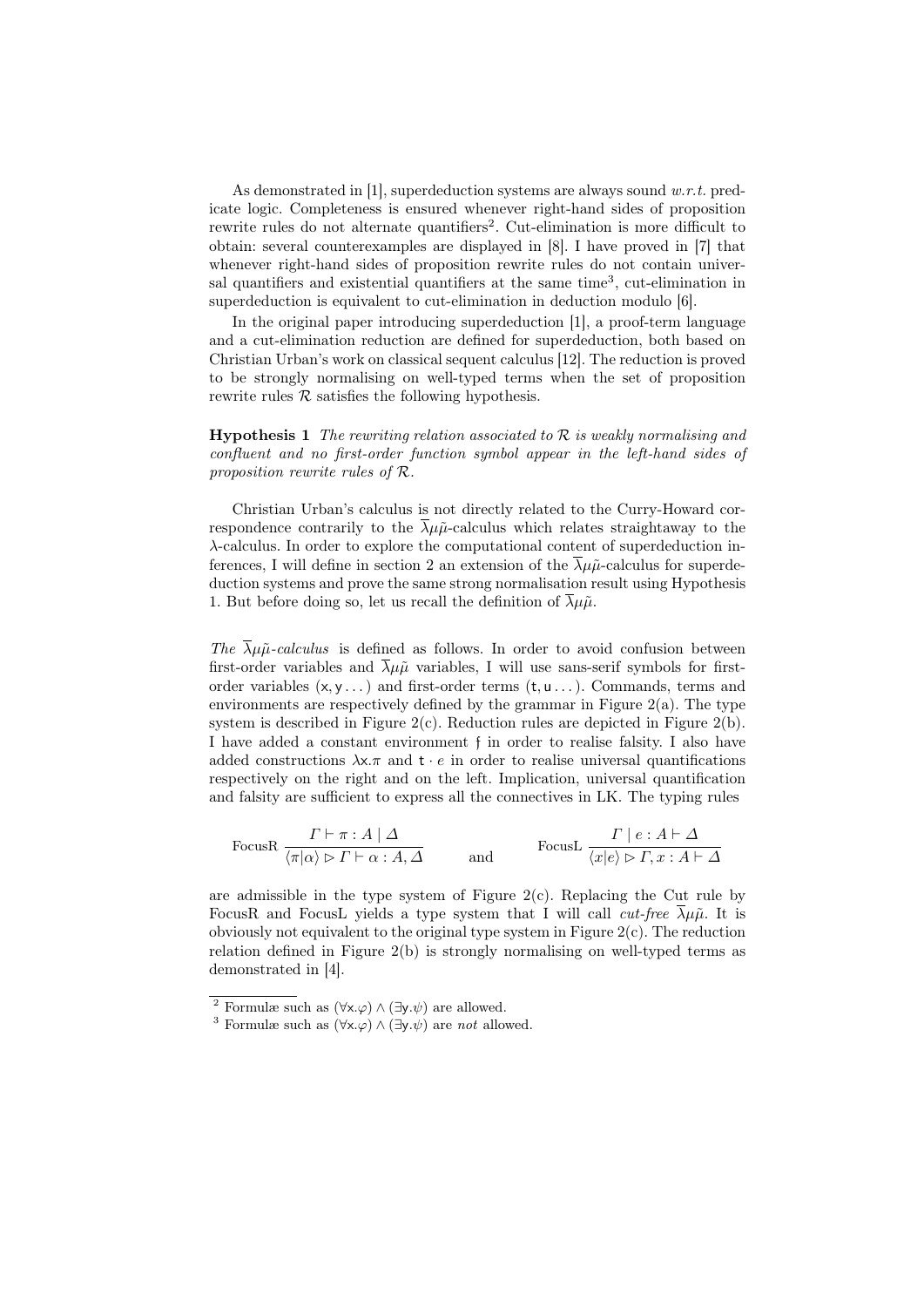As demonstrated in [1], superdeduction systems are always sound *w.r.t.* predicate logic. Completeness is ensured whenever right-hand sides of proposition rewrite rules do not alternate quantifiers[2]. Cut-elimination is more difficult to obtain: several counterexamples are displayed in [8]. I have proved in [7] that whenever right-hand sides of proposition rewrite rules do not contain universal quantifiers and existential quantifiers at the same time[3], cut-elimination in superdeduction is equivalent to cut-elimination in deduction modulo [6].

In the original paper introducing superdeduction [1], a proof-term language and a cut-elimination reduction are defined for superdeduction, both based on Christian Urban's work on classical sequent calculus [12]. The reduction is proved to be strongly normalising on well-typed terms when the set of proposition rewrite rules $\mathcal{R}$ satisfies the following hypothesis.

**Hypothesis 1** *The rewriting relation associated to $\mathcal{R}$ is weakly normalising and confluent and no first-order function symbol appear in the left-hand sides of proposition rewrite rules of $\mathcal{R}$.*

Christian Urban's calculus is not directly related to the Curry-Howard correspondence contrarily to the $\overline{\lambda}\mu\tilde{\mu}$-calculus which relates straightaway to the $\lambda$-calculus. In order to explore the computational content of superdeduction inferences, I will define in section 2 an extension of the $\overline{\lambda}\mu\tilde{\mu}$-calculus for superdeduction systems and prove the same strong normalisation result using Hypothesis 1. But before doing so, let us recall the definition of $\overline{\lambda}\mu\tilde{\mu}$.

*The $\overline{\lambda}\mu\tilde{\mu}$-calculus* is defined as follows. In order to avoid confusion between first-order variables and $\overline{\lambda}\mu\tilde{\mu}$ variables, I will use sans-serif symbols for first-order variables $(\mathsf{x}, \mathsf{y} \dots)$ and first-order terms $(\mathsf{t}, \mathsf{u} \dots)$. Commands, terms and environments are respectively defined by the grammar in Figure 2(a). The type system is described in Figure 2(c). Reduction rules are depicted in Figure 2(b). I have added a constant environment $\mathfrak{f}$ in order to realise falsity. I also have added constructions $\lambda \mathsf{x}.\pi$ and $\mathsf{t} \cdot e$ in order to realise universal quantifications respectively on the right and on the left. Implication, universal quantification and falsity are sufficient to express all the connectives in LK. The typing rules

$$\text{FocusR}\ \frac{\Gamma \vdash \pi : A \mid \Delta}{\langle \pi | \alpha \rangle \rhd \Gamma \vdash \alpha : A, \Delta} \qquad \text{and} \qquad \text{FocusL}\ \frac{\Gamma \mid e : A \vdash \Delta}{\langle x | e \rangle \rhd \Gamma, x : A \vdash \Delta}$$

are admissible in the type system of Figure 2(c). Replacing the Cut rule by FocusR and FocusL yields a type system that I will call *cut-free* $\overline{\lambda}\mu\tilde{\mu}$. It is obviously not equivalent to the original type system in Figure 2(c). The reduction relation defined in Figure 2(b) is strongly normalising on well-typed terms as demonstrated in [4].

---

[2] Formulæ such as $(\forall \mathsf{x}.\varphi) \wedge (\exists \mathsf{y}.\psi)$ are allowed.

[3] Formulæ such as $(\forall \mathsf{x}.\varphi) \wedge (\exists \mathsf{y}.\psi)$ are *not* allowed.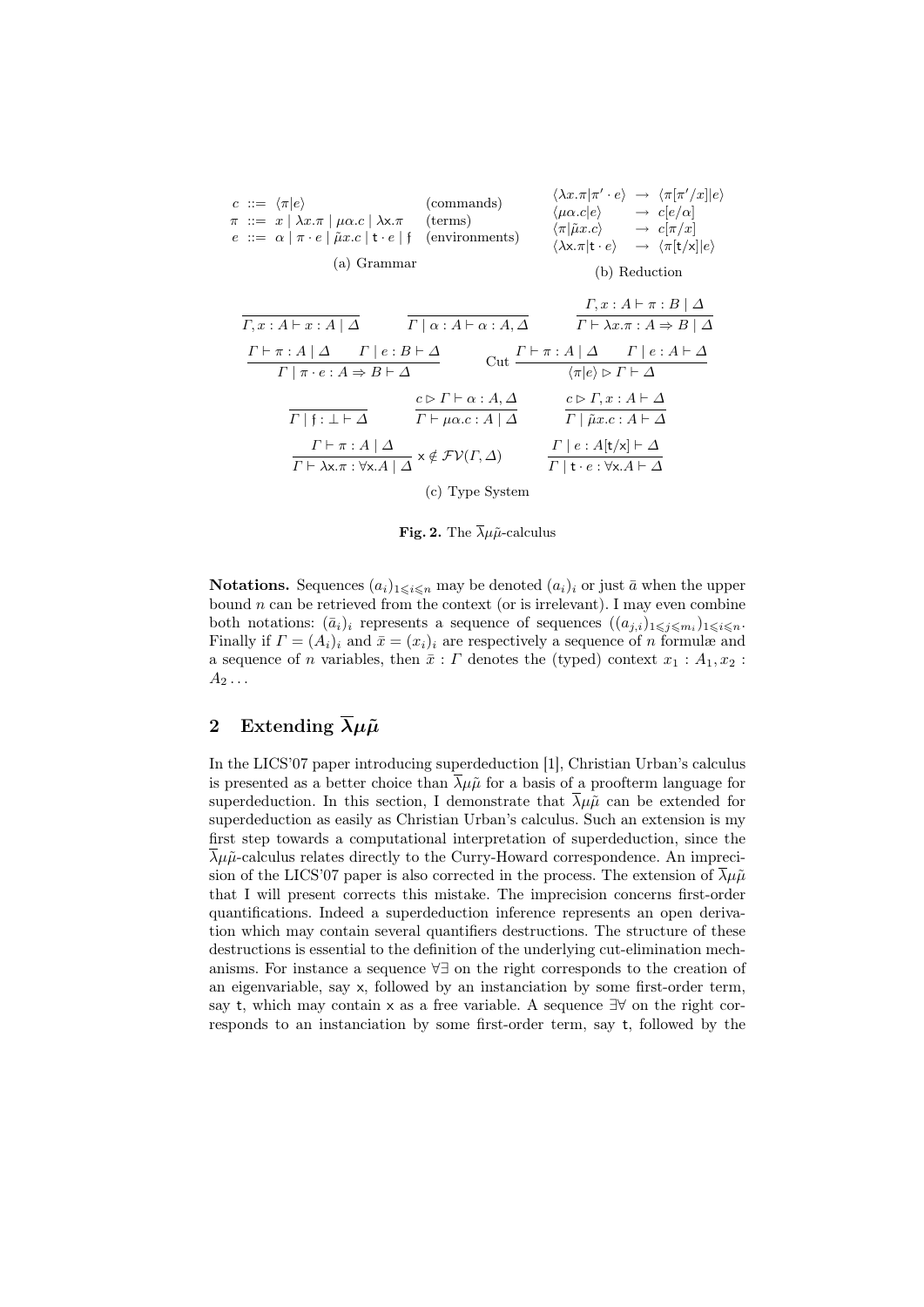$$
\begin{array}{lll}
c & ::= & \langle \pi | e \rangle & \text{(commands)} \\
\pi & ::= & x \mid \lambda x.\pi \mid \mu\alpha.c \mid \lambda \mathsf{x}.\pi & \text{(terms)} \\
e & ::= & \alpha \mid \pi \cdot e \mid \tilde{\mu}x.c \mid \mathsf{t} \cdot e \mid \mathfrak{f} & \text{(environments)}
\end{array}
$$

(a) Grammar

$$
\begin{array}{lll}
\langle \lambda x.\pi | \pi' \cdot e \rangle & \rightarrow & \langle \pi[\pi'/x] | e \rangle \\
\langle \mu\alpha.c | e \rangle & \rightarrow & c[e/\alpha] \\
\langle \pi | \tilde{\mu}x.c \rangle & \rightarrow & c[\pi/x] \\
\langle \lambda \mathsf{x}.\pi | \mathsf{t} \cdot e \rangle & \rightarrow & \langle \pi[\mathsf{t}/\mathsf{x}] | e \rangle
\end{array}
$$

(b) Reduction

$$
\frac{}{\Gamma, x : A \vdash x : A \mid \Delta} \qquad \frac{}{\Gamma \mid \alpha : A \vdash \alpha : A, \Delta} \qquad \frac{\Gamma, x : A \vdash \pi : B \mid \Delta}{\Gamma \vdash \lambda x.\pi : A \Rightarrow B \mid \Delta}
$$

$$
\frac{\Gamma \vdash \pi : A \mid \Delta \qquad \Gamma \mid e : B \vdash \Delta}{\Gamma \mid \pi \cdot e : A \Rightarrow B \vdash \Delta} \qquad \text{Cut}\ \frac{\Gamma \vdash \pi : A \mid \Delta \qquad \Gamma \mid e : A \vdash \Delta}{\langle \pi | e \rangle \rhd \Gamma \vdash \Delta}
$$

$$
\frac{}{\Gamma \mid \mathfrak{f} : \bot \vdash \Delta} \qquad \frac{c \rhd \Gamma \vdash \alpha : A, \Delta}{\Gamma \vdash \mu\alpha.c : A \mid \Delta} \qquad \frac{c \rhd \Gamma, x : A \vdash \Delta}{\Gamma \mid \tilde{\mu}x.c : A \vdash \Delta}
$$

$$
\frac{\Gamma \vdash \pi : A \mid \Delta}{\Gamma \vdash \lambda \mathsf{x}.\pi : \forall \mathsf{x}.A \mid \Delta}\ \mathsf{x} \notin \mathcal{FV}(\Gamma, \Delta) \qquad \frac{\Gamma \mid e : A[\mathsf{t}/\mathsf{x}] \vdash \Delta}{\Gamma \mid \mathsf{t} \cdot e : \forall \mathsf{x}.A \vdash \Delta}
$$

(c) Type System

**Fig. 2.** The $\overline{\lambda}\mu\tilde{\mu}$-calculus

**Notations.** Sequences $(a_i)_{1 \leqslant i \leqslant n}$ may be denoted $(a_i)_i$ or just $\bar{a}$ when the upper bound $n$ can be retrieved from the context (or is irrelevant). I may even combine both notations: $(\bar{a}_i)_i$ represents a sequence of sequences $((a_{j,i})_{1 \leqslant j \leqslant m_i})_{1 \leqslant i \leqslant n}$. Finally if $\Gamma = (A_i)_i$ and $\bar{x} = (x_i)_i$ are respectively a sequence of $n$ formulæ and a sequence of $n$ variables, then $\bar{x} : \Gamma$ denotes the (typed) context $x_1 : A_1, x_2 : A_2 \ldots$

## 2 Extending $\overline{\lambda}\mu\tilde{\mu}$

In the LICS'07 paper introducing superdeduction [1], Christian Urban's calculus is presented as a better choice than $\overline{\lambda}\mu\tilde{\mu}$ for a basis of a proofterm language for superdeduction. In this section, I demonstrate that $\overline{\lambda}\mu\tilde{\mu}$ can be extended for superdeduction as easily as Christian Urban's calculus. Such an extension is my first step towards a computational interpretation of superdeduction, since the $\overline{\lambda}\mu\tilde{\mu}$-calculus relates directly to the Curry-Howard correspondence. An imprecision of the LICS'07 paper is also corrected in the process. The extension of $\overline{\lambda}\mu\tilde{\mu}$ that I will present corrects this mistake. The imprecision concerns first-order quantifications. Indeed a superdeduction inference represents an open derivation which may contain several quantifiers destructions. The structure of these destructions is essential to the definition of the underlying cut-elimination mechanisms. For instance a sequence $\forall\exists$ on the right corresponds to the creation of an eigenvariable, say $\mathsf{x}$, followed by an instanciation by some first-order term, say $\mathsf{t}$, which may contain $\mathsf{x}$ as a free variable. A sequence $\exists\forall$ on the right corresponds to an instanciation by some first-order term, say $\mathsf{t}$, followed by the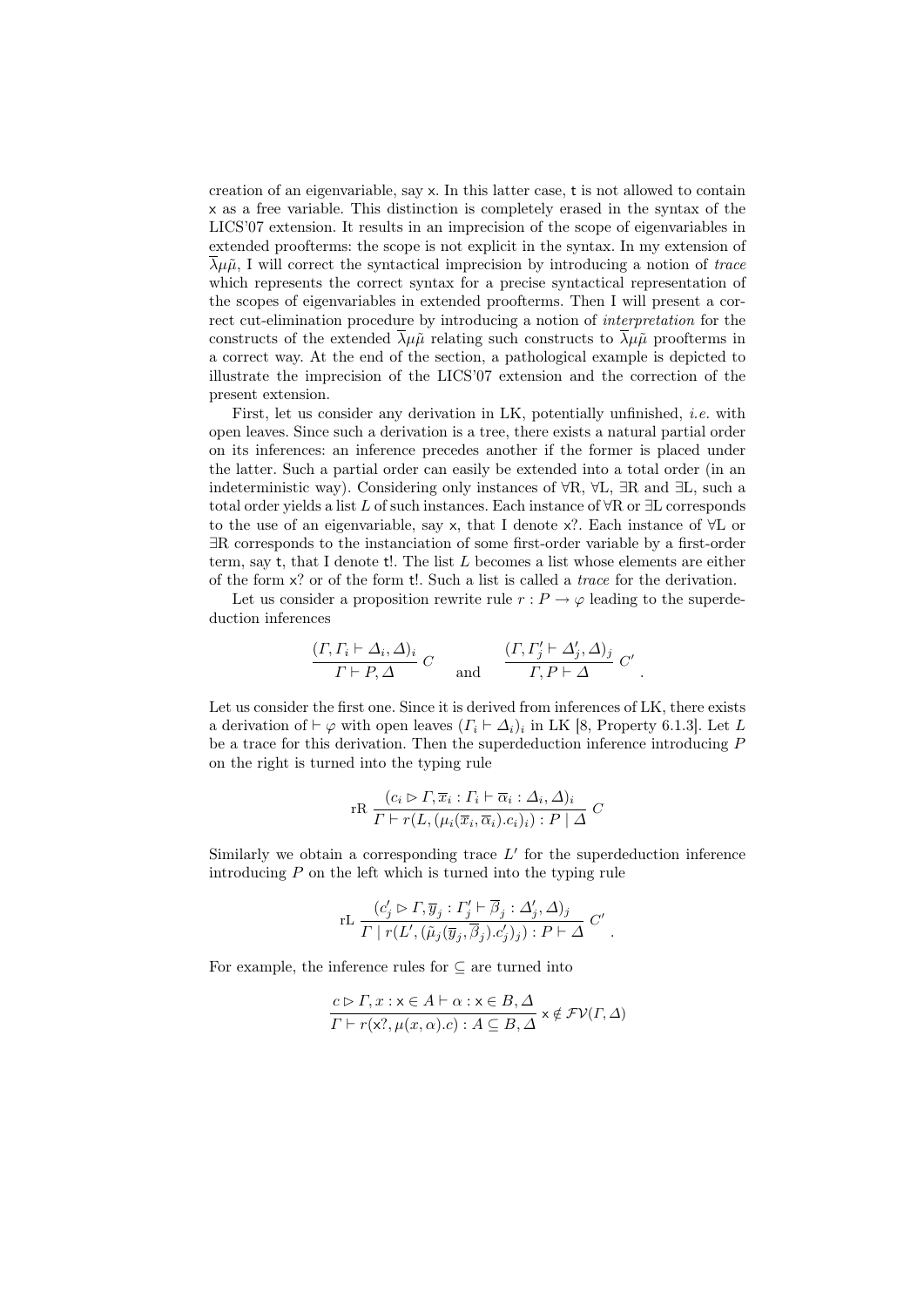creation of an eigenvariable, say $\mathsf{x}$. In this latter case, $\mathsf{t}$ is not allowed to contain $\mathsf{x}$ as a free variable. This distinction is completely erased in the syntax of the LICS'07 extension. It results in an imprecision of the scope of eigenvariables in extended proofterms: the scope is not explicit in the syntax. In my extension of $\overline{\lambda}\mu\tilde{\mu}$, I will correct the syntactical imprecision by introducing a notion of *trace* which represents the correct syntax for a precise syntactical representation of the scopes of eigenvariables in extended proofterms. Then I will present a correct cut-elimination procedure by introducing a notion of *interpretation* for the constructs of the extended $\overline{\lambda}\mu\tilde{\mu}$ relating such constructs to $\overline{\lambda}\mu\tilde{\mu}$ proofterms in a correct way. At the end of the section, a pathological example is depicted to illustrate the imprecision of the LICS'07 extension and the correction of the present extension.

First, let us consider any derivation in LK, potentially unfinished, *i.e.* with open leaves. Since such a derivation is a tree, there exists a natural partial order on its inferences: an inference precedes another if the former is placed under the latter. Such a partial order can easily be extended into a total order (in an indeterministic way). Considering only instances of $\forall$R, $\forall$L, $\exists$R and $\exists$L, such a total order yields a list $L$ of such instances. Each instance of $\forall$R or $\exists$L corresponds to the use of an eigenvariable, say $\mathsf{x}$, that I denote $\mathsf{x}?$. Each instance of $\forall$L or $\exists$R corresponds to the instanciation of some first-order variable by a first-order term, say $\mathsf{t}$, that I denote $\mathsf{t}!$. The list $L$ becomes a list whose elements are either of the form $\mathsf{x}?$ or of the form $\mathsf{t}!$. Such a list is called a *trace* for the derivation.

Let us consider a proposition rewrite rule $r : P \to \varphi$ leading to the superdeduction inferences

$$\frac{(\Gamma, \Gamma_i \vdash \Delta_i, \Delta)_i}{\Gamma \vdash P, \Delta}\, C \qquad \text{and} \qquad \frac{(\Gamma, \Gamma'_j \vdash \Delta'_j, \Delta)_j}{\Gamma, P \vdash \Delta}\, C' \quad .$$

Let us consider the first one. Since it is derived from inferences of LK, there exists a derivation of $\vdash \varphi$ with open leaves $(\Gamma_i \vdash \Delta_i)_i$ in LK [8, Property 6.1.3]. Let $L$ be a trace for this derivation. Then the superdeduction inference introducing $P$ on the right is turned into the typing rule

$$\text{rR}\ \frac{(c_i \rhd \Gamma, \overline{x}_i : \Gamma_i \vdash \overline{\alpha}_i : \Delta_i, \Delta)_i}{\Gamma \vdash r(L, (\mu_i(\overline{x}_i, \overline{\alpha}_i).c_i)_i) : P \mid \Delta}\, C$$

Similarly we obtain a corresponding trace $L'$ for the superdeduction inference introducing $P$ on the left which is turned into the typing rule

$$\text{rL}\ \frac{(c'_j \rhd \Gamma, \overline{y}_j : \Gamma'_j \vdash \overline{\beta}_j : \Delta'_j, \Delta)_j}{\Gamma \mid r(L', (\tilde{\mu}_j(\overline{y}_j, \overline{\beta}_j).c'_j)_j) : P \vdash \Delta}\, C' \quad .$$

For example, the inference rules for $\subseteq$ are turned into

$$\frac{c \rhd \Gamma, x : \mathsf{x} \in A \vdash \alpha : \mathsf{x} \in B, \Delta}{\Gamma \vdash r(\mathsf{x}?, \mu(x, \alpha).c) : A \subseteq B, \Delta}\, \mathsf{x} \notin \mathcal{FV}(\Gamma, \Delta)$$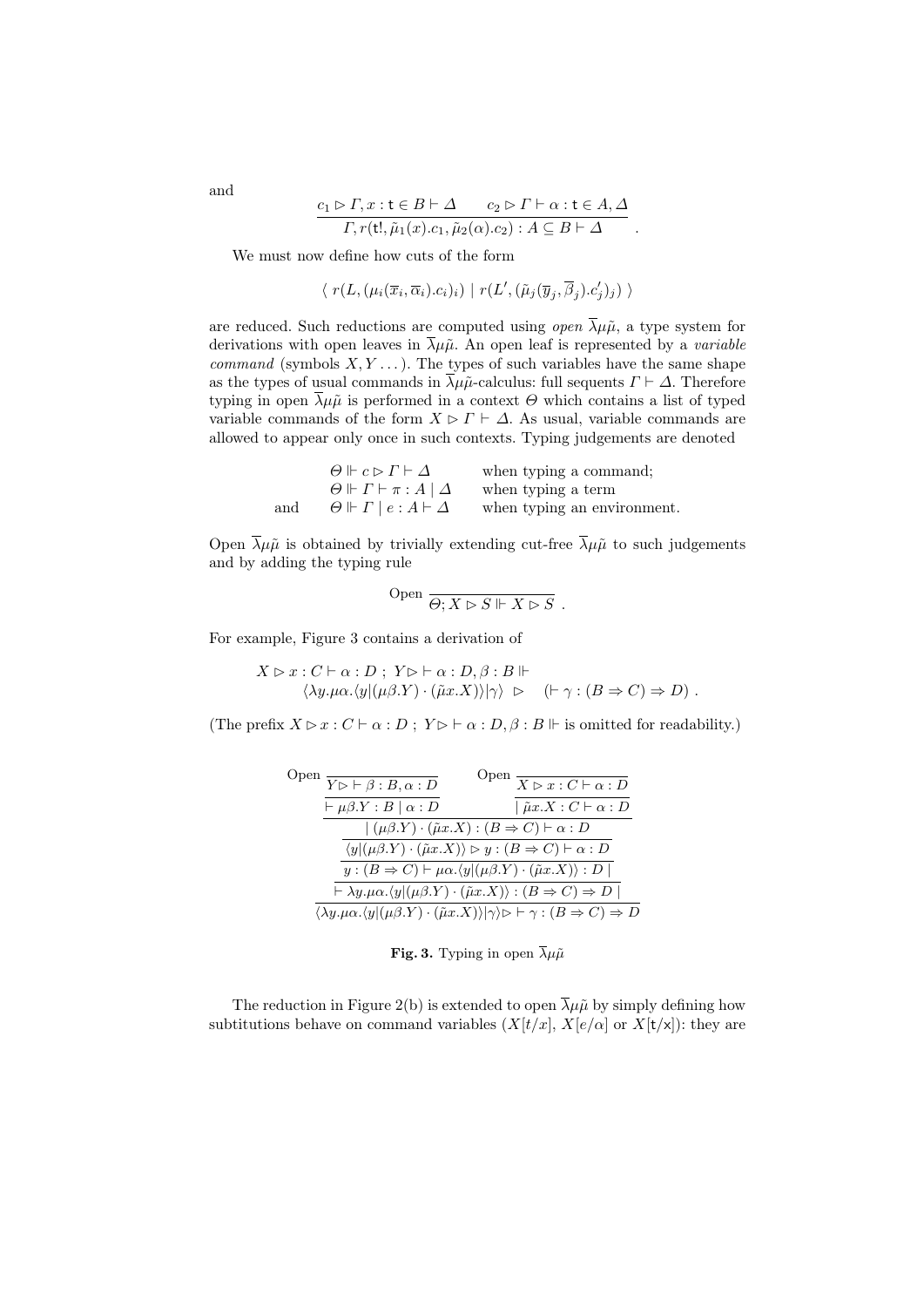and

$$\frac{c_1 \rhd \Gamma, x : \mathsf{t} \in B \vdash \Delta \qquad c_2 \rhd \Gamma \vdash \alpha : \mathsf{t} \in A, \Delta}{\Gamma, r(\mathsf{t}!, \tilde{\mu}_1(x).c_1, \tilde{\mu}_2(\alpha).c_2) : A \subseteq B \vdash \Delta} \ .$$

We must now define how cuts of the form

$$\langle\ r(L, (\mu_i(\overline{x}_i, \overline{\alpha}_i).c_i)_i) \mid r(L', (\tilde{\mu}_j(\overline{y}_j, \overline{\beta}_j).c'_j)_j)\ \rangle$$

are reduced. Such reductions are computed using *open* $\overline{\lambda}\mu\tilde{\mu}$, a type system for derivations with open leaves in $\overline{\lambda}\mu\tilde{\mu}$. An open leaf is represented by a *variable command* (symbols $X, Y \ldots$). The types of such variables have the same shape as the types of usual commands in $\overline{\lambda}\mu\tilde{\mu}$-calculus: full sequents $\Gamma \vdash \Delta$. Therefore typing in open $\overline{\lambda}\mu\tilde{\mu}$ is performed in a context $\Theta$ which contains a list of typed variable commands of the form $X \rhd \Gamma \vdash \Delta$. As usual, variable commands are allowed to appear only once in such contexts. Typing judgements are denoted

$$\begin{array}{lll} & \Theta \Vdash c \rhd \Gamma \vdash \Delta & \text{when typing a command;} \\ & \Theta \Vdash \Gamma \vdash \pi : A \mid \Delta & \text{when typing a term} \\ \text{and} & \Theta \Vdash \Gamma \mid e : A \vdash \Delta & \text{when typing an environment.} \end{array}$$

Open $\overline{\lambda}\mu\tilde{\mu}$ is obtained by trivially extending cut-free $\overline{\lambda}\mu\tilde{\mu}$ to such judgements and by adding the typing rule

$$\text{Open}\ \frac{}{\Theta; X \rhd S \Vdash X \rhd S} \ .$$

For example, Figure 3 contains a derivation of

$$\begin{array}{l} X \rhd x : C \vdash \alpha : D \ ; \ Y \rhd \ \vdash \alpha : D, \beta : B \Vdash \\ \qquad \langle \lambda y.\mu\alpha.\langle y | (\mu\beta.Y) \cdot (\tilde{\mu}x.X) \rangle | \gamma \rangle \ \rhd \quad (\vdash \gamma : (B \Rightarrow C) \Rightarrow D) \ . \end{array}$$

(The prefix $X \rhd x : C \vdash \alpha : D \ ; \ Y \rhd \vdash \alpha : D, \beta : B \Vdash$ is omitted for readability.)

$$\dfrac{\dfrac{\dfrac{\dfrac{\dfrac{\dfrac{\text{Open}\ \dfrac{}{Y \rhd \vdash \beta : B, \alpha : D}}{\vdash \mu\beta.Y : B \mid \alpha : D} \qquad \dfrac{\text{Open}\ \dfrac{}{X \rhd x : C \vdash \alpha : D}}{\mid \tilde{\mu}x.X : C \vdash \alpha : D}}{\mid (\mu\beta.Y) \cdot (\tilde{\mu}x.X) : (B \Rightarrow C) \vdash \alpha : D}}{\langle y | (\mu\beta.Y) \cdot (\tilde{\mu}x.X) \rangle \rhd y : (B \Rightarrow C) \vdash \alpha : D}}{y : (B \Rightarrow C) \vdash \mu\alpha.\langle y | (\mu\beta.Y) \cdot (\tilde{\mu}x.X) \rangle : D \mid}}{\vdash \lambda y.\mu\alpha.\langle y | (\mu\beta.Y) \cdot (\tilde{\mu}x.X) \rangle : (B \Rightarrow C) \Rightarrow D \mid}}{\langle \lambda y.\mu\alpha.\langle y | (\mu\beta.Y) \cdot (\tilde{\mu}x.X) \rangle | \gamma \rangle \rhd \vdash \gamma : (B \Rightarrow C) \Rightarrow D}$$

**Fig. 3.** Typing in open $\overline{\lambda}\mu\tilde{\mu}$

The reduction in Figure 2(b) is extended to open $\overline{\lambda}\mu\tilde{\mu}$ by simply defining how subtitutions behave on command variables ($X[t/x]$, $X[e/\alpha]$ or $X[\mathsf{t}/\mathsf{x}]$): they are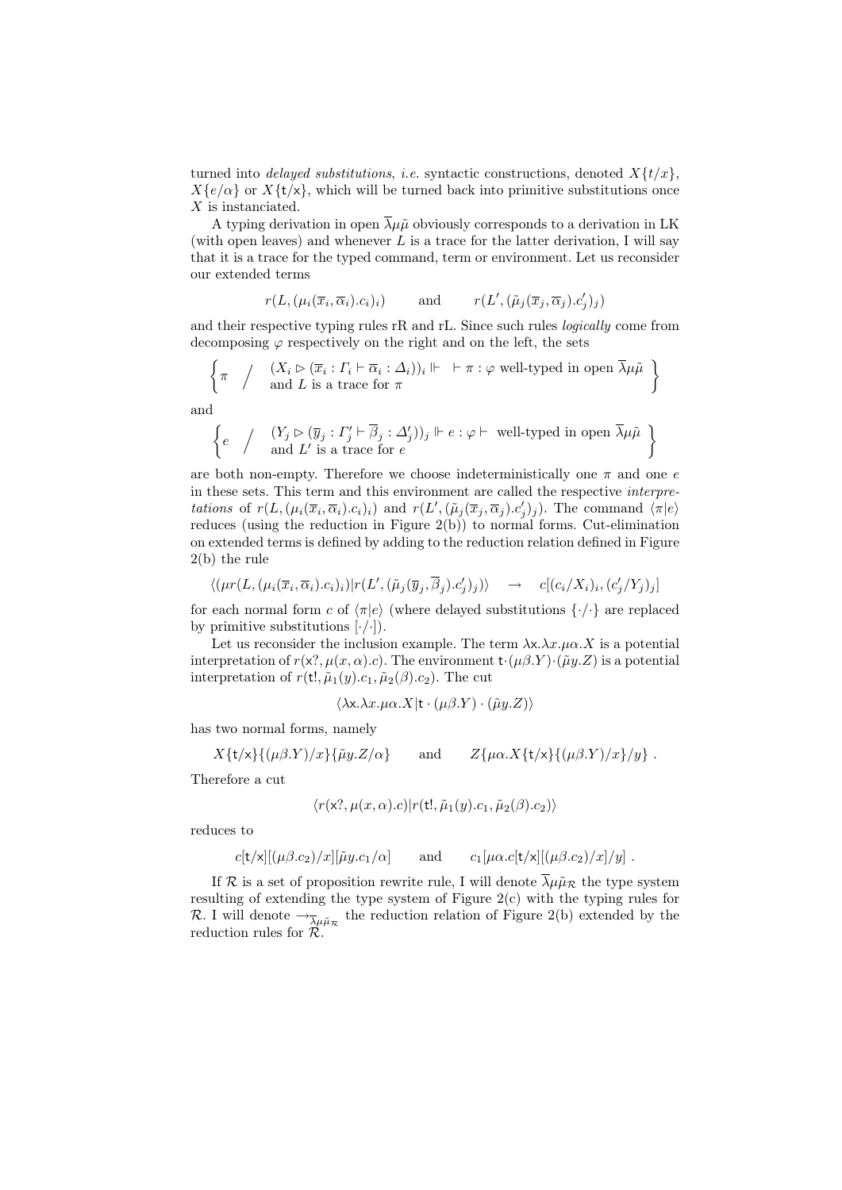turned into *delayed substitutions*, *i.e.* syntactic constructions, denoted $X\{t/x\}$, $X\{e/\alpha\}$ or $X\{\mathsf{t}/\mathsf{x}\}$, which will be turned back into primitive substitutions once $X$ is instanciated.

A typing derivation in open $\overline{\lambda}\mu\tilde{\mu}$ obviously corresponds to a derivation in LK (with open leaves) and whenever $L$ is a trace for the latter derivation, I will say that it is a trace for the typed command, term or environment. Let us reconsider our extended terms

$$r(L, (\mu_i(\overline{x}_i, \overline{\alpha}_i).c_i)_i) \qquad \text{and} \qquad r(L', (\tilde{\mu}_j(\overline{x}_j, \overline{\alpha}_j).c'_j)_j)$$

and their respective typing rules rR and rL. Since such rules *logically* come from decomposing $\varphi$ respectively on the right and on the left, the sets

$$\left\{ \pi \quad \Big/ \quad \begin{array}{l} (X_i \rhd (\overline{x}_i : \Gamma_i \vdash \overline{\alpha}_i : \Delta_i))_i \Vdash \ \vdash \pi : \varphi \text{ well-typed in open } \overline{\lambda}\mu\tilde{\mu} \\ \text{and } L \text{ is a trace for } \pi \end{array} \right\}$$

and

$$\left\{ e \quad \Big/ \quad \begin{array}{l} (Y_j \rhd (\overline{y}_j : \Gamma'_j \vdash \overline{\beta}_j : \Delta'_j))_j \Vdash e : \varphi \vdash \text{ well-typed in open } \overline{\lambda}\mu\tilde{\mu} \\ \text{and } L' \text{ is a trace for } e \end{array} \right\}$$

are both non-empty. Therefore we choose indeterministically one $\pi$ and one $e$ in these sets. This term and this environment are called the respective *interpretations* of $r(L, (\mu_i(\overline{x}_i, \overline{\alpha}_i).c_i)_i)$ and $r(L', (\tilde{\mu}_j(\overline{x}_j, \overline{\alpha}_j).c'_j)_j)$. The command $\langle \pi | e \rangle$ reduces (using the reduction in Figure 2(b)) to normal forms. Cut-elimination on extended terms is defined by adding to the reduction relation defined in Figure 2(b) the rule

$$\langle (\mu r(L, (\mu_i(\overline{x}_i, \overline{\alpha}_i).c_i)_i) | r(L', (\tilde{\mu}_j(\overline{y}_j, \overline{\beta}_j).c'_j)_j) \rangle \quad \rightarrow \quad c[(c_i/X_i)_i, (c'_j/Y_j)_j]$$

for each normal form $c$ of $\langle \pi | e \rangle$ (where delayed substitutions $\{\cdot/\cdot\}$ are replaced by primitive substitutions $[\cdot/\cdot]$).

Let us reconsider the inclusion example. The term $\lambda \mathsf{x}.\lambda x.\mu\alpha.X$ is a potential interpretation of $r(\mathsf{x}?, \mu(x, \alpha).c)$. The environment $\mathsf{t}\cdot(\mu\beta.Y)\cdot(\tilde{\mu}y.Z)$ is a potential interpretation of $r(\mathsf{t}!, \tilde{\mu}_1(y).c_1, \tilde{\mu}_2(\beta).c_2)$. The cut

$$\langle \lambda \mathsf{x}.\lambda x.\mu\alpha.X | \mathsf{t} \cdot (\mu\beta.Y) \cdot (\tilde{\mu}y.Z) \rangle$$

has two normal forms, namely

$$X\{\mathsf{t}/\mathsf{x}\}\{(\mu\beta.Y)/x\}\{\tilde{\mu}y.Z/\alpha\} \qquad \text{and} \qquad Z\{\mu\alpha.X\{\mathsf{t}/\mathsf{x}\}\{(\mu\beta.Y)/x\}/y\} \ .$$

Therefore a cut

$$\langle r(\mathsf{x}?, \mu(x, \alpha).c) | r(\mathsf{t}!, \tilde{\mu}_1(y).c_1, \tilde{\mu}_2(\beta).c_2) \rangle$$

reduces to

$$c[\mathsf{t}/\mathsf{x}][(\mu\beta.c_2)/x][\tilde{\mu}y.c_1/\alpha] \qquad \text{and} \qquad c_1[\mu\alpha.c[\mathsf{t}/\mathsf{x}][(\mu\beta.c_2)/x]/y] \ .$$

If $\mathcal{R}$ is a set of proposition rewrite rule, I will denote $\overline{\lambda}\mu\tilde{\mu}_{\mathcal{R}}$ the type system resulting of extending the type system of Figure 2(c) with the typing rules for $\mathcal{R}$. I will denote $\rightarrow_{\overline{\lambda}\mu\tilde{\mu}_{\mathcal{R}}}$ the reduction relation of Figure 2(b) extended by the reduction rules for $\mathcal{R}$.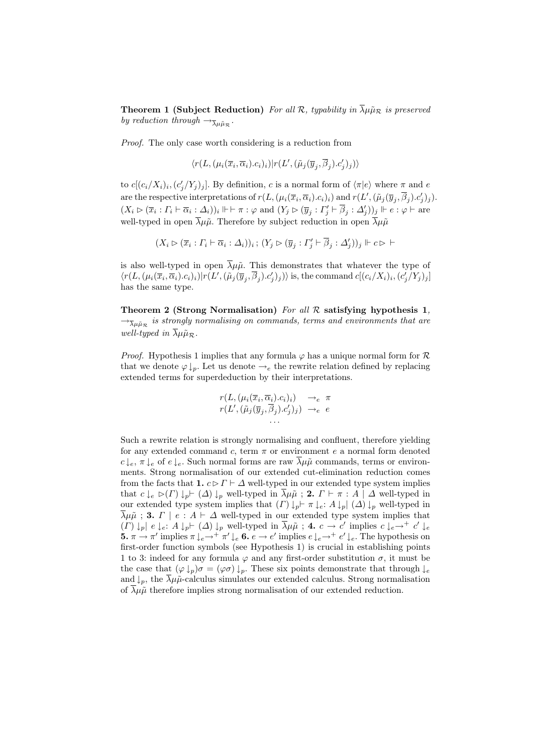**Theorem 1 (Subject Reduction)** *For all $\mathcal{R}$, typability in $\overline{\lambda}\mu\tilde{\mu}_{\mathcal{R}}$ is preserved by reduction through $\rightarrow_{\overline{\lambda}\mu\tilde{\mu}_{\mathcal{R}}}$.*

*Proof.* The only case worth considering is a reduction from

$$\langle r(L, (\mu_i(\overline{x}_i, \overline{\alpha}_i).c_i)_i) | r(L', (\tilde{\mu}_j(\overline{y}_j, \overline{\beta}_j).c'_j)_j) \rangle$$

to $c[(c_i/X_i)_i, (c'_j/Y_j)_j]$. By definition, $c$ is a normal form of $\langle \pi | e \rangle$ where $\pi$ and $e$ are the respective interpretations of $r(L, (\mu_i(\overline{x}_i, \overline{\alpha}_i).c_i)_i)$ and $r(L', (\tilde{\mu}_j(\overline{y}_j, \overline{\beta}_j).c'_j)_j)$. $(X_i \rhd (\overline{x}_i : \Gamma_i \vdash \overline{\alpha}_i : \Delta_i))_i \Vdash \vdash \pi : \varphi$ and $(Y_j \rhd (\overline{y}_j : \Gamma'_j \vdash \overline{\beta}_j : \Delta'_j))_j \Vdash e : \varphi \vdash$ are well-typed in open $\overline{\lambda}\mu\tilde{\mu}$. Therefore by subject reduction in open $\overline{\lambda}\mu\tilde{\mu}$

$$(X_i \rhd (\overline{x}_i : \Gamma_i \vdash \overline{\alpha}_i : \Delta_i))_i \, ; \, (Y_j \rhd (\overline{y}_j : \Gamma'_j \vdash \overline{\beta}_j : \Delta'_j))_j \Vdash c \rhd \vdash$$

is also well-typed in open $\overline{\lambda}\mu\tilde{\mu}$. This demonstrates that whatever the type of $\langle r(L, (\mu_i(\overline{x}_i, \overline{\alpha}_i).c_i)_i) | r(L', (\tilde{\mu}_j(\overline{y}_j, \overline{\beta}_j).c'_j)_j) \rangle$ is, the command $c[(c_i/X_i)_i, (c'_j/Y_j)_j]$ has the same type.

**Theorem 2 (Strong Normalisation)** *For all $\mathcal{R}$* **satisfying hypothesis 1**, *$\rightarrow_{\overline{\lambda}\mu\tilde{\mu}_{\mathcal{R}}}$ is strongly normalising on commands, terms and environments that are well-typed in $\overline{\lambda}\mu\tilde{\mu}_{\mathcal{R}}$.*

*Proof.* Hypothesis 1 implies that any formula $\varphi$ has a unique normal form for $\mathcal{R}$ that we denote $\varphi\downarrow_p$. Let us denote $\rightarrow_e$ the rewrite relation defined by replacing extended terms for superdeduction by their interpretations.

$$\begin{array}{rcl} r(L, (\mu_i(\overline{x}_i, \overline{\alpha}_i).c_i)_i) & \rightarrow_e & \pi \\ r(L', (\tilde{\mu}_j(\overline{y}_j, \overline{\beta}_j).c'_j)_j) & \rightarrow_e & e \\ & \cdots & \end{array}$$

Such a rewrite relation is strongly normalising and confluent, therefore yielding for any extended command $c$, term $\pi$ or environment $e$ a normal form denoted $c\downarrow_e$, $\pi\downarrow_e$ of $e\downarrow_e$. Such normal forms are raw $\overline{\lambda}\mu\tilde{\mu}$ commands, terms or environments. Strong normalisation of our extended cut-elimination reduction comes from the facts that **1.** $c \rhd \Gamma \vdash \Delta$ well-typed in our extended type system implies that $c\downarrow_e \rhd (\Gamma)\downarrow_p \vdash (\Delta)\downarrow_p$ well-typed in $\overline{\lambda}\mu\tilde{\mu}$ ; **2.** $\Gamma \vdash \pi : A \mid \Delta$ well-typed in our extended type system implies that $(\Gamma)\downarrow_p \vdash \pi\downarrow_e : A\downarrow_p \mid (\Delta)\downarrow_p$ well-typed in $\overline{\lambda}\mu\tilde{\mu}$ ; **3.** $\Gamma \mid e : A \vdash \Delta$ well-typed in our extended type system implies that $(\Gamma)\downarrow_p \mid e\downarrow_e : A\downarrow_p \vdash (\Delta)\downarrow_p$ well-typed in $\overline{\lambda}\mu\tilde{\mu}$ ; **4.** $c \rightarrow c'$ implies $c\downarrow_e \rightarrow^+ c'\downarrow_e$ **5.** $\pi \rightarrow \pi'$ implies $\pi\downarrow_e \rightarrow^+ \pi'\downarrow_e$ **6.** $e \rightarrow e'$ implies $e\downarrow_e \rightarrow^+ e'\downarrow_e$. The hypothesis on first-order function symbols (see Hypothesis 1) is crucial in establishing points 1 to 3: indeed for any formula $\varphi$ and any first-order substitution $\sigma$, it must be the case that $(\varphi\downarrow_p)\sigma = (\varphi\sigma)\downarrow_p$. These six points demonstrate that through $\downarrow_e$ and $\downarrow_p$, the $\overline{\lambda}\mu\tilde{\mu}$-calculus simulates our extended calculus. Strong normalisation of $\overline{\lambda}\mu\tilde{\mu}$ therefore implies strong normalisation of our extended reduction.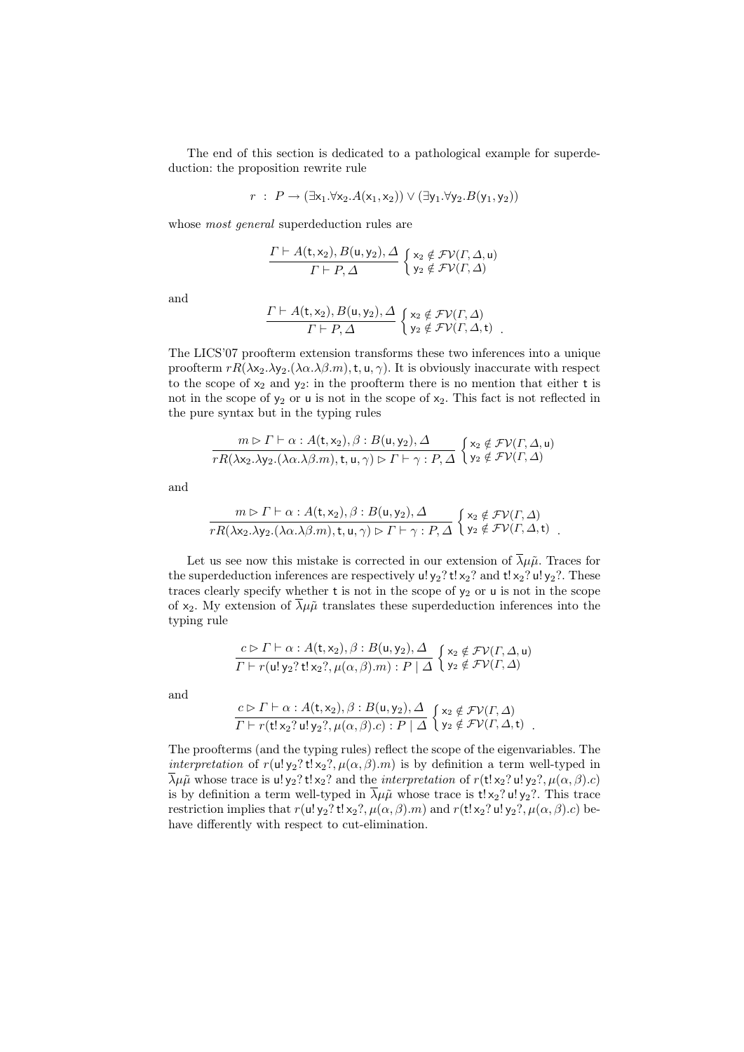The end of this section is dedicated to a pathological example for superdeduction: the proposition rewrite rule

$$r \;:\; P \rightarrow (\exists \mathsf{x}_1.\forall \mathsf{x}_2.A(\mathsf{x}_1,\mathsf{x}_2)) \vee (\exists \mathsf{y}_1.\forall \mathsf{y}_2.B(\mathsf{y}_1,\mathsf{y}_2))$$

whose *most general* superdeduction rules are

$$\frac{\Gamma \vdash A(\mathsf{t},\mathsf{x}_2), B(\mathsf{u},\mathsf{y}_2), \Delta}{\Gamma \vdash P, \Delta} \begin{cases} \mathsf{x}_2 \notin \mathcal{FV}(\Gamma,\Delta,\mathsf{u}) \\ \mathsf{y}_2 \notin \mathcal{FV}(\Gamma,\Delta) \end{cases}$$

and

$$\frac{\Gamma \vdash A(\mathsf{t},\mathsf{x}_2), B(\mathsf{u},\mathsf{y}_2), \Delta}{\Gamma \vdash P, \Delta} \begin{cases} \mathsf{x}_2 \notin \mathcal{FV}(\Gamma,\Delta) \\ \mathsf{y}_2 \notin \mathcal{FV}(\Gamma,\Delta,\mathsf{t}) \end{cases} .$$

The LICS'07 proofterm extension transforms these two inferences into a unique proofterm $rR(\lambda\mathsf{x}_2.\lambda\mathsf{y}_2.(\lambda\alpha.\lambda\beta.m), \mathsf{t}, \mathsf{u}, \gamma)$. It is obviously inaccurate with respect to the scope of $\mathsf{x}_2$ and $\mathsf{y}_2$: in the proofterm there is no mention that either $\mathsf{t}$ is not in the scope of $\mathsf{y}_2$ or $\mathsf{u}$ is not in the scope of $\mathsf{x}_2$. This fact is not reflected in the pure syntax but in the typing rules

$$\frac{m \rhd \Gamma \vdash \alpha : A(\mathsf{t},\mathsf{x}_2), \beta : B(\mathsf{u},\mathsf{y}_2), \Delta}{rR(\lambda\mathsf{x}_2.\lambda\mathsf{y}_2.(\lambda\alpha.\lambda\beta.m), \mathsf{t}, \mathsf{u}, \gamma) \rhd \Gamma \vdash \gamma : P, \Delta} \begin{cases} \mathsf{x}_2 \notin \mathcal{FV}(\Gamma,\Delta,\mathsf{u}) \\ \mathsf{y}_2 \notin \mathcal{FV}(\Gamma,\Delta) \end{cases}$$

and

$$\frac{m \rhd \Gamma \vdash \alpha : A(\mathsf{t},\mathsf{x}_2), \beta : B(\mathsf{u},\mathsf{y}_2), \Delta}{rR(\lambda\mathsf{x}_2.\lambda\mathsf{y}_2.(\lambda\alpha.\lambda\beta.m), \mathsf{t}, \mathsf{u}, \gamma) \rhd \Gamma \vdash \gamma : P, \Delta} \begin{cases} \mathsf{x}_2 \notin \mathcal{FV}(\Gamma,\Delta) \\ \mathsf{y}_2 \notin \mathcal{FV}(\Gamma,\Delta,\mathsf{t}) \end{cases} .$$

Let us see now this mistake is corrected in our extension of $\overline{\lambda}\mu\tilde{\mu}$. Traces for the superdeduction inferences are respectively $\mathsf{u}!\,\mathsf{y}_2?\,\mathsf{t}!\,\mathsf{x}_2?$ and $\mathsf{t}!\,\mathsf{x}_2?\,\mathsf{u}!\,\mathsf{y}_2?$. These traces clearly specify whether $\mathsf{t}$ is not in the scope of $\mathsf{y}_2$ or $\mathsf{u}$ is not in the scope of $\mathsf{x}_2$. My extension of $\overline{\lambda}\mu\tilde{\mu}$ translates these superdeduction inferences into the typing rule

$$\frac{c \rhd \Gamma \vdash \alpha : A(\mathsf{t},\mathsf{x}_2), \beta : B(\mathsf{u},\mathsf{y}_2), \Delta}{\Gamma \vdash r(\mathsf{u}!\,\mathsf{y}_2?\,\mathsf{t}!\,\mathsf{x}_2?, \mu(\alpha,\beta).m) : P \mid \Delta} \begin{cases} \mathsf{x}_2 \notin \mathcal{FV}(\Gamma,\Delta,\mathsf{u}) \\ \mathsf{y}_2 \notin \mathcal{FV}(\Gamma,\Delta) \end{cases}$$

and

$$\frac{c \rhd \Gamma \vdash \alpha : A(\mathsf{t},\mathsf{x}_2), \beta : B(\mathsf{u},\mathsf{y}_2), \Delta}{\Gamma \vdash r(\mathsf{t}!\,\mathsf{x}_2?\,\mathsf{u}!\,\mathsf{y}_2?, \mu(\alpha,\beta).c) : P \mid \Delta} \begin{cases} \mathsf{x}_2 \notin \mathcal{FV}(\Gamma,\Delta) \\ \mathsf{y}_2 \notin \mathcal{FV}(\Gamma,\Delta,\mathsf{t}) \end{cases} .$$

The proofterms (and the typing rules) reflect the scope of the eigenvariables. The *interpretation* of $r(\mathsf{u}!\,\mathsf{y}_2?\,\mathsf{t}!\,\mathsf{x}_2?, \mu(\alpha,\beta).m)$ is by definition a term well-typed in $\overline{\lambda}\mu\tilde{\mu}$ whose trace is $\mathsf{u}!\,\mathsf{y}_2?\,\mathsf{t}!\,\mathsf{x}_2?$ and the *interpretation* of $r(\mathsf{t}!\,\mathsf{x}_2?\,\mathsf{u}!\,\mathsf{y}_2?, \mu(\alpha,\beta).c)$ is by definition a term well-typed in $\overline{\lambda}\mu\tilde{\mu}$ whose trace is $\mathsf{t}!\,\mathsf{x}_2?\,\mathsf{u}!\,\mathsf{y}_2?$. This trace restriction implies that $r(\mathsf{u}!\,\mathsf{y}_2?\,\mathsf{t}!\,\mathsf{x}_2?, \mu(\alpha,\beta).m)$ and $r(\mathsf{t}!\,\mathsf{x}_2?\,\mathsf{u}!\,\mathsf{y}_2?, \mu(\alpha,\beta).c)$ behave differently with respect to cut-elimination.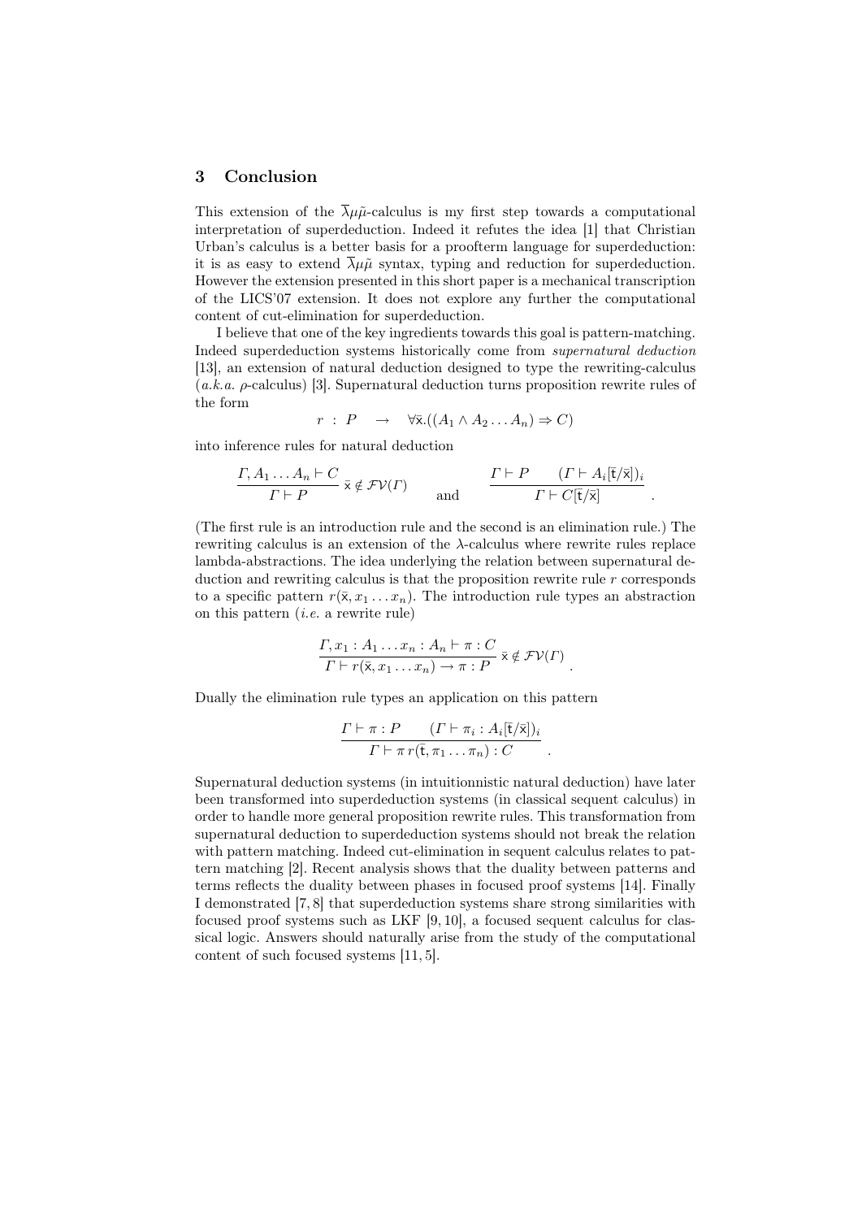## 3 Conclusion

This extension of the $\overline{\lambda}\mu\tilde{\mu}$-calculus is my first step towards a computational interpretation of superdeduction. Indeed it refutes the idea [1] that Christian Urban's calculus is a better basis for a proofterm language for superdeduction: it is as easy to extend $\overline{\lambda}\mu\tilde{\mu}$ syntax, typing and reduction for superdeduction. However the extension presented in this short paper is a mechanical transcription of the LICS'07 extension. It does not explore any further the computational content of cut-elimination for superdeduction.

I believe that one of the key ingredients towards this goal is pattern-matching. Indeed superdeduction systems historically come from *supernatural deduction* [13], an extension of natural deduction designed to type the rewriting-calculus (*a.k.a.* $\rho$-calculus) [3]. Supernatural deduction turns proposition rewrite rules of the form

$$r \;:\; P \quad \rightarrow \quad \forall \bar{\mathsf{x}}.((A_1 \wedge A_2 \ldots A_n) \Rightarrow C)$$

into inference rules for natural deduction

$$\frac{\Gamma, A_1 \ldots A_n \vdash C}{\Gamma \vdash P}\ \bar{\mathsf{x}} \notin \mathcal{FV}(\Gamma) \qquad \text{and} \qquad \frac{\Gamma \vdash P \qquad (\Gamma \vdash A_i[\bar{\mathsf{t}}/\bar{\mathsf{x}}])_i}{\Gamma \vdash C[\bar{\mathsf{t}}/\bar{\mathsf{x}}]}\ .$$

(The first rule is an introduction rule and the second is an elimination rule.) The rewriting calculus is an extension of the $\lambda$-calculus where rewrite rules replace lambda-abstractions. The idea underlying the relation between supernatural deduction and rewriting calculus is that the proposition rewrite rule $r$ corresponds to a specific pattern $r(\bar{\mathsf{x}}, x_1 \ldots x_n)$. The introduction rule types an abstraction on this pattern (*i.e.* a rewrite rule)

$$\frac{\Gamma, x_1 : A_1 \ldots x_n : A_n \vdash \pi : C}{\Gamma \vdash r(\bar{\mathsf{x}}, x_1 \ldots x_n) \rightarrow \pi : P}\ \bar{\mathsf{x}} \notin \mathcal{FV}(\Gamma)\ .$$

Dually the elimination rule types an application on this pattern

$$\frac{\Gamma \vdash \pi : P \qquad (\Gamma \vdash \pi_i : A_i[\bar{\mathsf{t}}/\bar{\mathsf{x}}])_i}{\Gamma \vdash \pi\, r(\bar{\mathsf{t}}, \pi_1 \ldots \pi_n) : C}\ .$$

Supernatural deduction systems (in intuitionnistic natural deduction) have later been transformed into superdeduction systems (in classical sequent calculus) in order to handle more general proposition rewrite rules. This transformation from supernatural deduction to superdeduction systems should not break the relation with pattern matching. Indeed cut-elimination in sequent calculus relates to pattern matching [2]. Recent analysis shows that the duality between patterns and terms reflects the duality between phases in focused proof systems [14]. Finally I demonstrated [7, 8] that superdeduction systems share strong similarities with focused proof systems such as LKF [9, 10], a focused sequent calculus for classical logic. Answers should naturally arise from the study of the computational content of such focused systems [11, 5].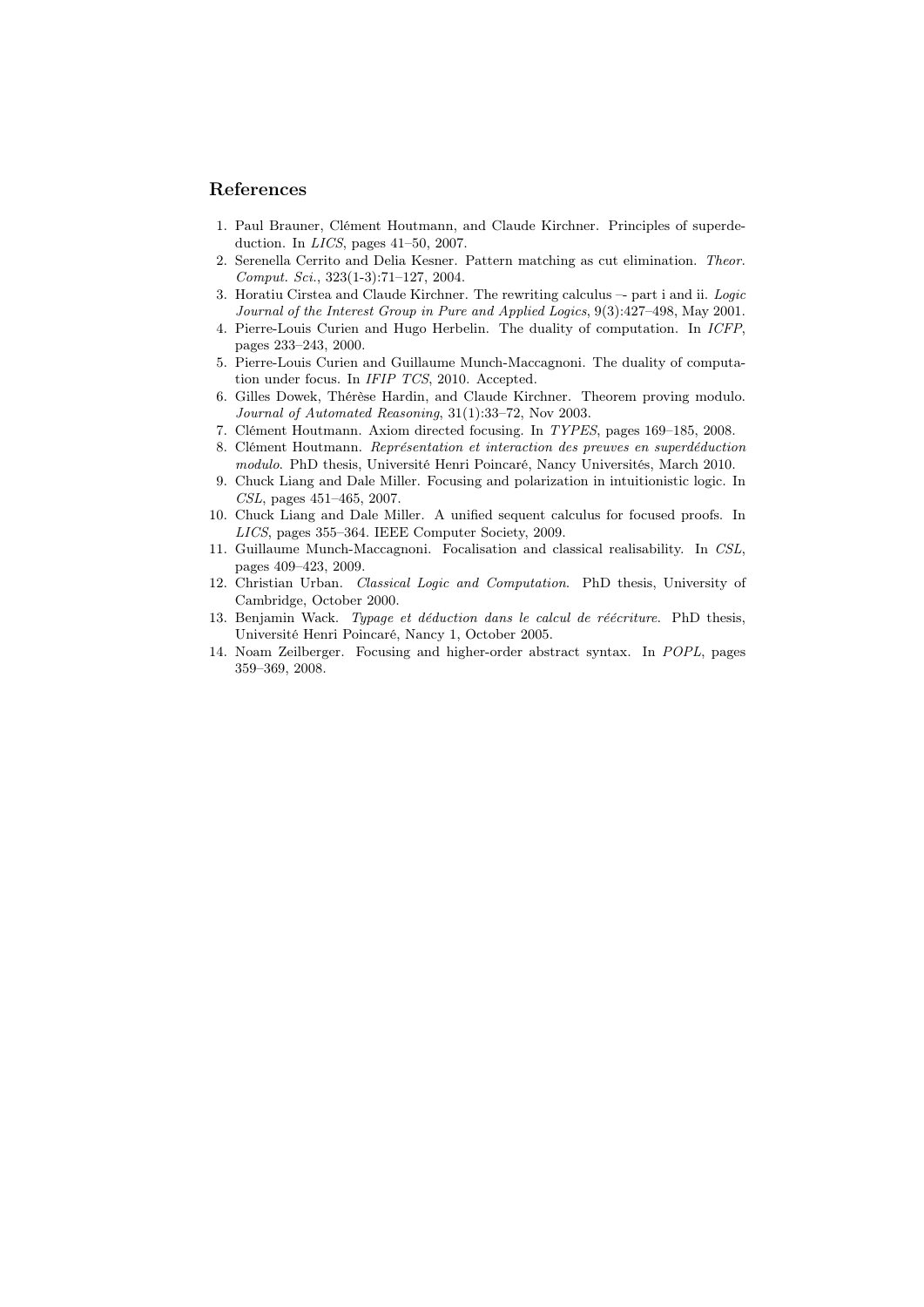## References

1. Paul Brauner, Clément Houtmann, and Claude Kirchner. Principles of superdeduction. In *LICS*, pages 41–50, 2007.
2. Serenella Cerrito and Delia Kesner. Pattern matching as cut elimination. *Theor. Comput. Sci.*, 323(1-3):71–127, 2004.
3. Horatiu Cirstea and Claude Kirchner. The rewriting calculus –- part i and ii. *Logic Journal of the Interest Group in Pure and Applied Logics*, 9(3):427–498, May 2001.
4. Pierre-Louis Curien and Hugo Herbelin. The duality of computation. In *ICFP*, pages 233–243, 2000.
5. Pierre-Louis Curien and Guillaume Munch-Maccagnoni. The duality of computation under focus. In *IFIP TCS*, 2010. Accepted.
6. Gilles Dowek, Thérèse Hardin, and Claude Kirchner. Theorem proving modulo. *Journal of Automated Reasoning*, 31(1):33–72, Nov 2003.
7. Clément Houtmann. Axiom directed focusing. In *TYPES*, pages 169–185, 2008.
8. Clément Houtmann. *Représentation et interaction des preuves en superdéduction modulo*. PhD thesis, Université Henri Poincaré, Nancy Universités, March 2010.
9. Chuck Liang and Dale Miller. Focusing and polarization in intuitionistic logic. In *CSL*, pages 451–465, 2007.
10. Chuck Liang and Dale Miller. A unified sequent calculus for focused proofs. In *LICS*, pages 355–364. IEEE Computer Society, 2009.
11. Guillaume Munch-Maccagnoni. Focalisation and classical realisability. In *CSL*, pages 409–423, 2009.
12. Christian Urban. *Classical Logic and Computation*. PhD thesis, University of Cambridge, October 2000.
13. Benjamin Wack. *Typage et déduction dans le calcul de réécriture*. PhD thesis, Université Henri Poincaré, Nancy 1, October 2005.
14. Noam Zeilberger. Focusing and higher-order abstract syntax. In *POPL*, pages 359–369, 2008.